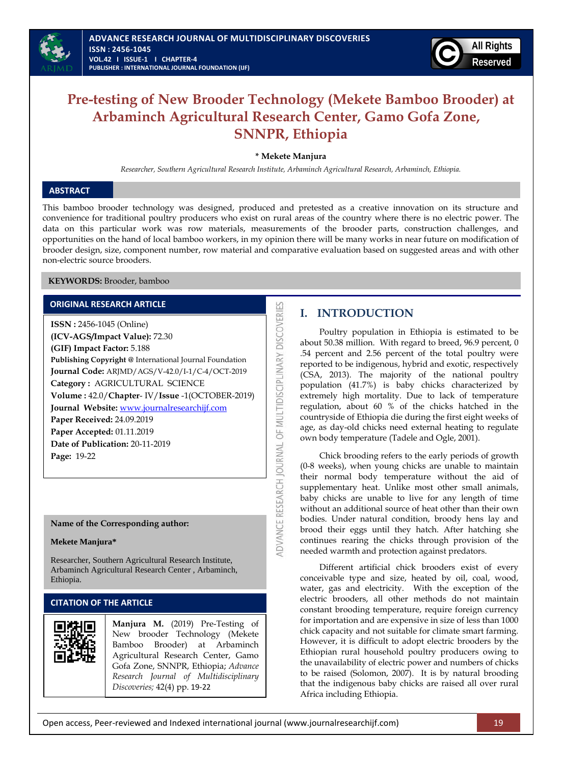# Pre-testing of New Brooder Technology (Mekete Bamboo Brooder) at Arbaminch Agricultural Research Center, Gamo Gofa Zone, SNNPR, Ethiopia

**\* Mekete Manjura**

*Researcher, Southern Agricultural Research Institute, Arbaminch Agricultural Research, Arbaminch, Ethiopia.*

## ABSTRACT

This bamboo brooder technology was designed, produced and pretested as a creative innovation on its structure and convenience for traditional poultry producers who exist on rural areas of the country where there is no electric power. The data on this particular work was row materials, measurements of the brooder parts, construction challenges, and opportunities on the hand of local bamboo workers, in my opinion there will be many works in near future on modification of brooder design, size, component number, row material and comparative evaluation based on suggested areas and with other non-electric source brooders.

**KEYWORDS:** Brooder, bamboo

## ORIGINAL RESEARCH ARTICLE

**ISSN :** 2456-1045 (Online)
**(ICV-AGS/Impact Value):** 72.30
**(GIF) Impact Factor:** 5.188
**Publishing Copyright @** International Journal Foundation
**Journal Code:** ARJMD/AGS/V-42.0/I-1/C-4/OCT-2019
**Category :** AGRICULTURAL SCIENCE
**Volume :** 42.0/**Chapter**- IV/**Issue** -1(OCTOBER-2019)
**Journal Website:** www.journalresearchijf.com
**Paper Received:** 24.09.2019
**Paper Accepted:** 01.11.2019
**Date of Publication:** 20-11-2019
**Page:** 19-22

**Name of the Corresponding author:**

**Mekete Manjura\***

Researcher, Southern Agricultural Research Institute, Arbaminch Agricultural Research Center , Arbaminch, Ethiopia.

## CITATION OF THE ARTICLE

**Manjura M.** (2019) Pre-Testing of New brooder Technology (Mekete Bamboo Brooder) at Arbaminch Agricultural Research Center, Gamo Gofa Zone, SNNPR, Ethiopia; *Advance Research Journal of Multidisciplinary Discoveries;* 42(4) pp. 19-22

## I. INTRODUCTION

Poultry population in Ethiopia is estimated to be about 50.38 million. With regard to breed, 96.9 percent, 0 .54 percent and 2.56 percent of the total poultry were reported to be indigenous, hybrid and exotic, respectively (CSA, 2013). The majority of the national poultry population (41.7%) is baby chicks characterized by extremely high mortality. Due to lack of temperature regulation, about 60 % of the chicks hatched in the countryside of Ethiopia die during the first eight weeks of age, as day-old chicks need external heating to regulate own body temperature (Tadele and Ogle, 2001).

Chick brooding refers to the early periods of growth (0-8 weeks), when young chicks are unable to maintain their normal body temperature without the aid of supplementary heat. Unlike most other small animals, baby chicks are unable to live for any length of time without an additional source of heat other than their own bodies. Under natural condition, broody hens lay and brood their eggs until they hatch. After hatching she continues rearing the chicks through provision of the needed warmth and protection against predators.

Different artificial chick brooders exist of every conceivable type and size, heated by oil, coal, wood, water, gas and electricity. With the exception of the electric brooders, all other methods do not maintain constant brooding temperature, require foreign currency for importation and are expensive in size of less than 1000 chick capacity and not suitable for climate smart farming. However, it is difficult to adopt electric brooders by the Ethiopian rural household poultry producers owing to the unavailability of electric power and numbers of chicks to be raised (Solomon, 2007). It is by natural brooding that the indigenous baby chicks are raised all over rural Africa including Ethiopia.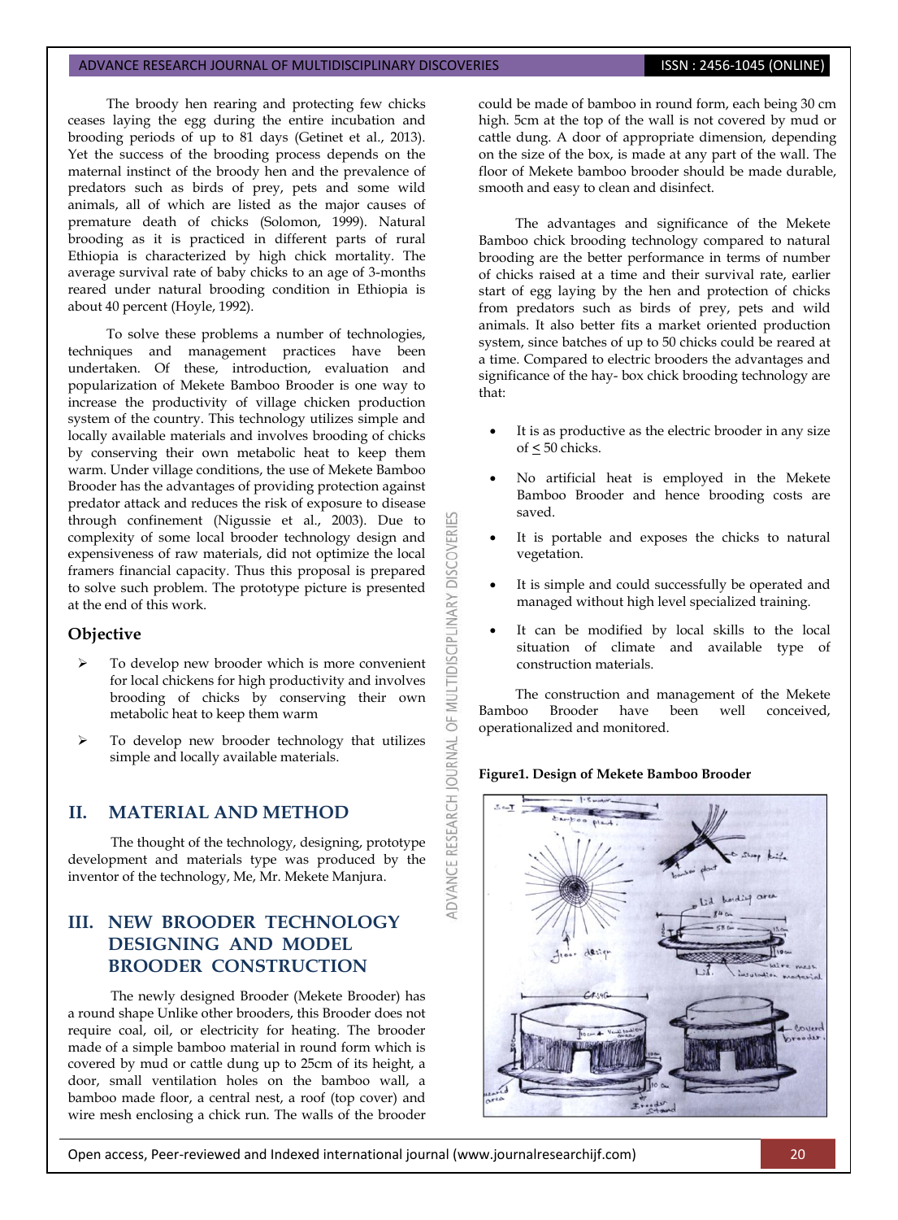The broody hen rearing and protecting few chicks ceases laying the egg during the entire incubation and brooding periods of up to 81 days (Getinet et al., 2013). Yet the success of the brooding process depends on the maternal instinct of the broody hen and the prevalence of predators such as birds of prey, pets and some wild animals, all of which are listed as the major causes of premature death of chicks (Solomon, 1999). Natural brooding as it is practiced in different parts of rural Ethiopia is characterized by high chick mortality. The average survival rate of baby chicks to an age of 3-months reared under natural brooding condition in Ethiopia is about 40 percent (Hoyle, 1992).

To solve these problems a number of technologies, techniques and management practices have been undertaken. Of these, introduction, evaluation and popularization of Mekete Bamboo Brooder is one way to increase the productivity of village chicken production system of the country. This technology utilizes simple and locally available materials and involves brooding of chicks by conserving their own metabolic heat to keep them warm. Under village conditions, the use of Mekete Bamboo Brooder has the advantages of providing protection against predator attack and reduces the risk of exposure to disease through confinement (Nigussie et al., 2003). Due to complexity of some local brooder technology design and expensiveness of raw materials, did not optimize the local framers financial capacity. Thus this proposal is prepared to solve such problem. The prototype picture is presented at the end of this work.

### Objective

- To develop new brooder which is more convenient for local chickens for high productivity and involves brooding of chicks by conserving their own metabolic heat to keep them warm
- To develop new brooder technology that utilizes simple and locally available materials.

## II. MATERIAL AND METHOD

The thought of the technology, designing, prototype development and materials type was produced by the inventor of the technology, Me, Mr. Mekete Manjura.

## III. NEW BROODER TECHNOLOGY DESIGNING AND MODEL BROODER CONSTRUCTION

The newly designed Brooder (Mekete Brooder) has a round shape Unlike other brooders, this Brooder does not require coal, oil, or electricity for heating. The brooder made of a simple bamboo material in round form which is covered by mud or cattle dung up to 25cm of its height, a door, small ventilation holes on the bamboo wall, a bamboo made floor, a central nest, a roof (top cover) and wire mesh enclosing a chick run. The walls of the brooder could be made of bamboo in round form, each being 30 cm high. 5cm at the top of the wall is not covered by mud or cattle dung. A door of appropriate dimension, depending on the size of the box, is made at any part of the wall. The floor of Mekete bamboo brooder should be made durable, smooth and easy to clean and disinfect.

The advantages and significance of the Mekete Bamboo chick brooding technology compared to natural brooding are the better performance in terms of number of chicks raised at a time and their survival rate, earlier start of egg laying by the hen and protection of chicks from predators such as birds of prey, pets and wild animals. It also better fits a market oriented production system, since batches of up to 50 chicks could be reared at a time. Compared to electric brooders the advantages and significance of the hay- box chick brooding technology are that:

- It is as productive as the electric brooder in any size of ≤ 50 chicks.
- No artificial heat is employed in the Mekete Bamboo Brooder and hence brooding costs are saved.
- It is portable and exposes the chicks to natural vegetation.
- It is simple and could successfully be operated and managed without high level specialized training.
- It can be modified by local skills to the local situation of climate and available type of construction materials.

The construction and management of the Mekete Bamboo Brooder have been well conceived, operationalized and monitored.

**Figure1. Design of Mekete Bamboo Brooder**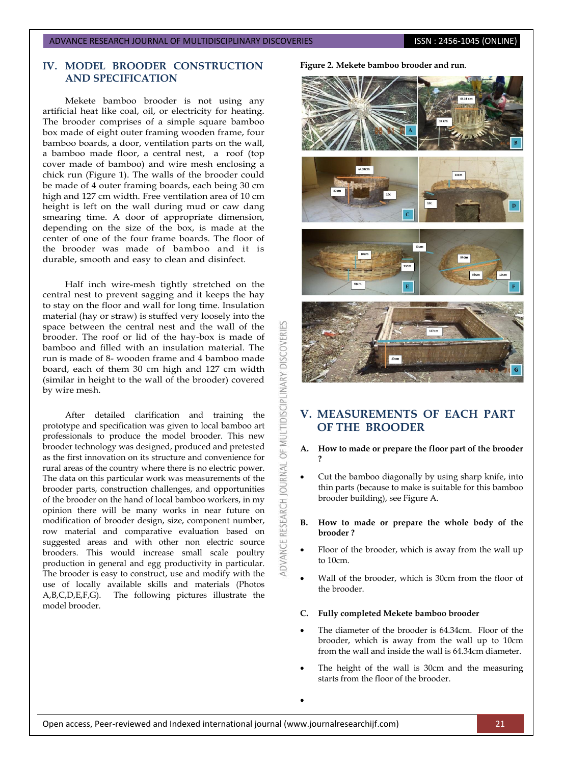## IV. MODEL BROODER CONSTRUCTION AND SPECIFICATION

Mekete bamboo brooder is not using any artificial heat like coal, oil, or electricity for heating. The brooder comprises of a simple square bamboo box made of eight outer framing wooden frame, four bamboo boards, a door, ventilation parts on the wall, a bamboo made floor, a central nest, a roof (top cover made of bamboo) and wire mesh enclosing a chick run (Figure 1). The walls of the brooder could be made of 4 outer framing boards, each being 30 cm high and 127 cm width. Free ventilation area of 10 cm height is left on the wall during mud or caw dang smearing time. A door of appropriate dimension, depending on the size of the box, is made at the center of one of the four frame boards. The floor of the brooder was made of bamboo and it is durable, smooth and easy to clean and disinfect.

Half inch wire-mesh tightly stretched on the central nest to prevent sagging and it keeps the hay to stay on the floor and wall for long time. Insulation material (hay or straw) is stuffed very loosely into the space between the central nest and the wall of the brooder. The roof or lid of the hay-box is made of bamboo and filled with an insulation material. The run is made of 8- wooden frame and 4 bamboo made board, each of them 30 cm high and 127 cm width (similar in height to the wall of the brooder) covered by wire mesh.

After detailed clarification and training the prototype and specification was given to local bamboo art professionals to produce the model brooder. This new brooder technology was designed, produced and pretested as the first innovation on its structure and convenience for rural areas of the country where there is no electric power. The data on this particular work was measurements of the brooder parts, construction challenges, and opportunities of the brooder on the hand of local bamboo workers, in my opinion there will be many works in near future on modification of brooder design, size, component number, row material and comparative evaluation based on suggested areas and with other non electric source brooders. This would increase small scale poultry production in general and egg productivity in particular. The brooder is easy to construct, use and modify with the use of locally available skills and materials (Photos A,B,C,D,E,F,G). The following pictures illustrate the model brooder.

**Figure 2. Mekete bamboo brooder and run.**

## V. MEASUREMENTS OF EACH PART OF THE BROODER

### A. How to made or prepare the floor part of the brooder ?

- Cut the bamboo diagonally by using sharp knife, into thin parts (because to make is suitable for this bamboo brooder building), see Figure A.

### B. How to made or prepare the whole body of the brooder ?

- Floor of the brooder, which is away from the wall up to 10cm.
- Wall of the brooder, which is 30cm from the floor of the brooder.

### C. Fully completed Mekete bamboo brooder

- The diameter of the brooder is 64.34cm. Floor of the brooder, which is away from the wall up to 10cm from the wall and inside the wall is 64.34cm diameter.
- The height of the wall is 30cm and the measuring starts from the floor of the brooder.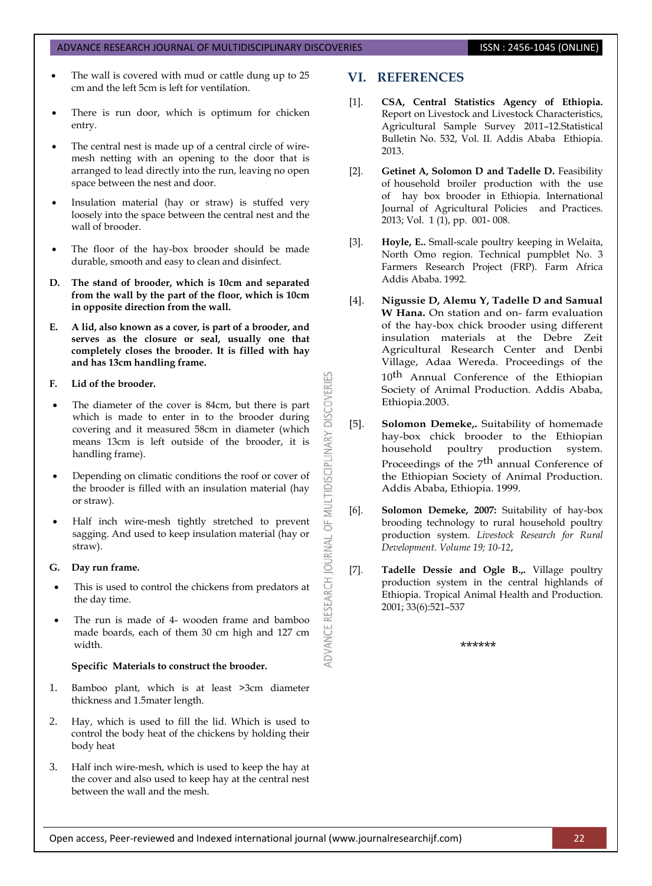- The wall is covered with mud or cattle dung up to 25 cm and the left 5cm is left for ventilation.

- There is run door, which is optimum for chicken entry.

- The central nest is made up of a central circle of wire-mesh netting with an opening to the door that is arranged to lead directly into the run, leaving no open space between the nest and door.

- Insulation material (hay or straw) is stuffed very loosely into the space between the central nest and the wall of brooder.

- The floor of the hay-box brooder should be made durable, smooth and easy to clean and disinfect.

**D. The stand of brooder, which is 10cm and separated from the wall by the part of the floor, which is 10cm in opposite direction from the wall.**

**E. A lid, also known as a cover, is part of a brooder, and serves as the closure or seal, usually one that completely closes the brooder. It is filled with hay and has 13cm handling frame.**

**F. Lid of the brooder.**

- The diameter of the cover is 84cm, but there is part which is made to enter in to the brooder during covering and it measured 58cm in diameter (which means 13cm is left outside of the brooder, it is handling frame).

- Depending on climatic conditions the roof or cover of the brooder is filled with an insulation material (hay or straw).

- Half inch wire-mesh tightly stretched to prevent sagging. And used to keep insulation material (hay or straw).

**G. Day run frame.**

- This is used to control the chickens from predators at the day time.

- The run is made of 4- wooden frame and bamboo made boards, each of them 30 cm high and 127 cm width.

**Specific Materials to construct the brooder.**

1. Bamboo plant, which is at least >3cm diameter thickness and 1.5mater length.

2. Hay, which is used to fill the lid. Which is used to control the body heat of the chickens by holding their body heat

3. Half inch wire-mesh, which is used to keep the hay at the cover and also used to keep hay at the central nest between the wall and the mesh.

## VI. REFERENCES

[1]. **CSA, Central Statistics Agency of Ethiopia.** Report on Livestock and Livestock Characteristics, Agricultural Sample Survey 2011–12.Statistical Bulletin No. 532, Vol. II. Addis Ababa Ethiopia. 2013.

[2]. **Getinet A, Solomon D and Tadelle D.** Feasibility of household broiler production with the use of hay box brooder in Ethiopia. International Journal of Agricultural Policies and Practices. 2013; Vol. 1 (1), pp. 001- 008.

[3]. **Hoyle, E..** Small-scale poultry keeping in Welaita, North Omo region. Technical pumpblet No. 3 Farmers Research Project (FRP). Farm Africa Addis Ababa. 1992.

[4]. **Nigussie D, Alemu Y, Tadelle D and Samual W Hana.** On station and on- farm evaluation of the hay-box chick brooder using different insulation materials at the Debre Zeit Agricultural Research Center and Denbi Village, Adaa Wereda. Proceedings of the 10th Annual Conference of the Ethiopian Society of Animal Production. Addis Ababa, Ethiopia.2003.

[5]. **Solomon Demeke,.** Suitability of homemade hay-box chick brooder to the Ethiopian household poultry production system. Proceedings of the 7th annual Conference of the Ethiopian Society of Animal Production. Addis Ababa, Ethiopia. 1999.

[6]. **Solomon Demeke, 2007:** Suitability of hay-box brooding technology to rural household poultry production system. *Livestock Research for Rural Development. Volume 19; 10-12*,

[7]. **Tadelle Dessie and Ogle B.,.** Village poultry production system in the central highlands of Ethiopia. Tropical Animal Health and Production. 2001; 33(6):521–537

******